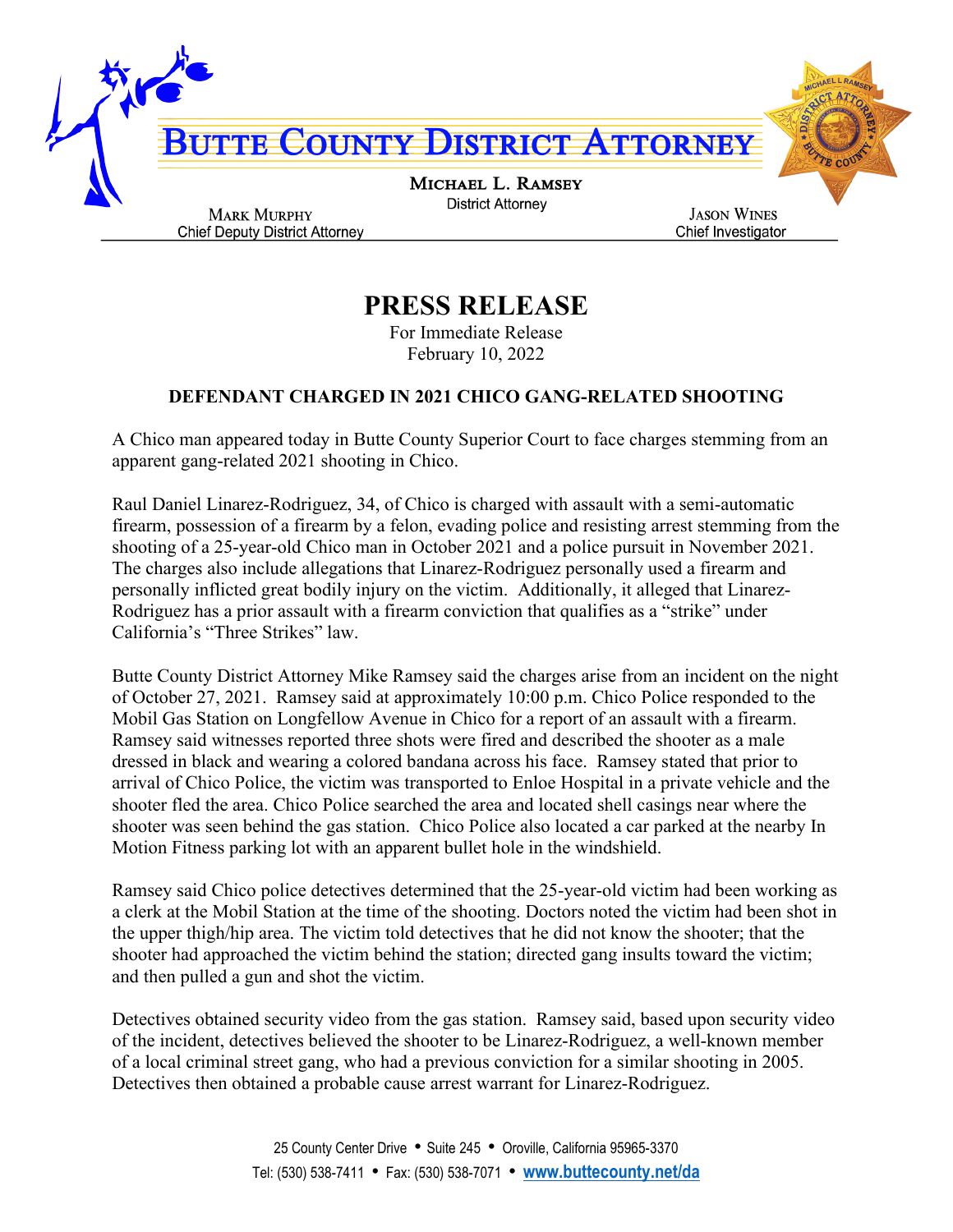# BUTTE COUNTY DISTRICT ATTORNEY

**MICHAEL L. RAMSEY**
District Attorney

MARK MURPHY
Chief Deputy District Attorney

JASON WINES
Chief Investigator

# PRESS RELEASE

For Immediate Release
February 10, 2022

**DEFENDANT CHARGED IN 2021 CHICO GANG-RELATED SHOOTING**

A Chico man appeared today in Butte County Superior Court to face charges stemming from an apparent gang-related 2021 shooting in Chico.

Raul Daniel Linarez-Rodriguez, 34, of Chico is charged with assault with a semi-automatic firearm, possession of a firearm by a felon, evading police and resisting arrest stemming from the shooting of a 25-year-old Chico man in October 2021 and a police pursuit in November 2021. The charges also include allegations that Linarez-Rodriguez personally used a firearm and personally inflicted great bodily injury on the victim. Additionally, it alleged that Linarez-Rodriguez has a prior assault with a firearm conviction that qualifies as a "strike" under California's "Three Strikes" law.

Butte County District Attorney Mike Ramsey said the charges arise from an incident on the night of October 27, 2021. Ramsey said at approximately 10:00 p.m. Chico Police responded to the Mobil Gas Station on Longfellow Avenue in Chico for a report of an assault with a firearm. Ramsey said witnesses reported three shots were fired and described the shooter as a male dressed in black and wearing a colored bandana across his face. Ramsey stated that prior to arrival of Chico Police, the victim was transported to Enloe Hospital in a private vehicle and the shooter fled the area. Chico Police searched the area and located shell casings near where the shooter was seen behind the gas station. Chico Police also located a car parked at the nearby In Motion Fitness parking lot with an apparent bullet hole in the windshield.

Ramsey said Chico police detectives determined that the 25-year-old victim had been working as a clerk at the Mobil Station at the time of the shooting. Doctors noted the victim had been shot in the upper thigh/hip area. The victim told detectives that he did not know the shooter; that the shooter had approached the victim behind the station; directed gang insults toward the victim; and then pulled a gun and shot the victim.

Detectives obtained security video from the gas station. Ramsey said, based upon security video of the incident, detectives believed the shooter to be Linarez-Rodriguez, a well-known member of a local criminal street gang, who had a previous conviction for a similar shooting in 2005. Detectives then obtained a probable cause arrest warrant for Linarez-Rodriguez.

25 County Center Drive • Suite 245 • Oroville, California 95965-3370
Tel: (530) 538-7411 • Fax: (530) 538-7071 • www.buttecounty.net/da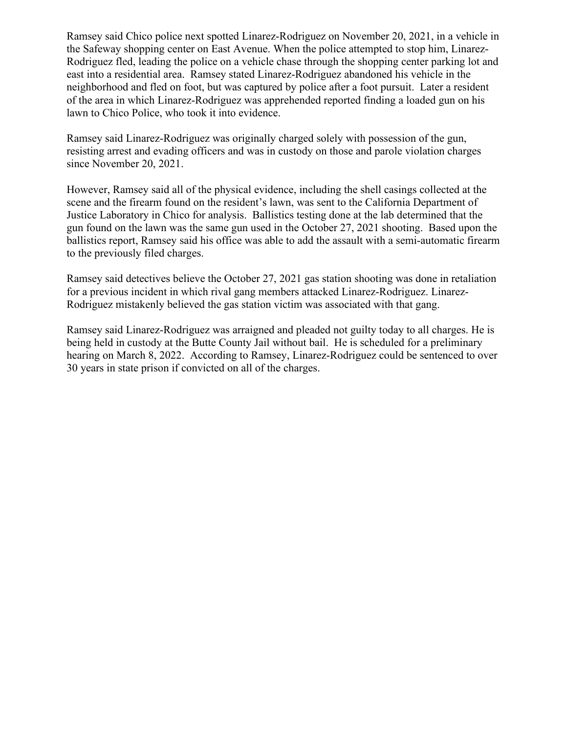Ramsey said Chico police next spotted Linarez-Rodriguez on November 20, 2021, in a vehicle in the Safeway shopping center on East Avenue. When the police attempted to stop him, Linarez-Rodriguez fled, leading the police on a vehicle chase through the shopping center parking lot and east into a residential area. Ramsey stated Linarez-Rodriguez abandoned his vehicle in the neighborhood and fled on foot, but was captured by police after a foot pursuit. Later a resident of the area in which Linarez-Rodriguez was apprehended reported finding a loaded gun on his lawn to Chico Police, who took it into evidence.

Ramsey said Linarez-Rodriguez was originally charged solely with possession of the gun, resisting arrest and evading officers and was in custody on those and parole violation charges since November 20, 2021.

However, Ramsey said all of the physical evidence, including the shell casings collected at the scene and the firearm found on the resident's lawn, was sent to the California Department of Justice Laboratory in Chico for analysis. Ballistics testing done at the lab determined that the gun found on the lawn was the same gun used in the October 27, 2021 shooting. Based upon the ballistics report, Ramsey said his office was able to add the assault with a semi-automatic firearm to the previously filed charges.

Ramsey said detectives believe the October 27, 2021 gas station shooting was done in retaliation for a previous incident in which rival gang members attacked Linarez-Rodriguez. Linarez-Rodriguez mistakenly believed the gas station victim was associated with that gang.

Ramsey said Linarez-Rodriguez was arraigned and pleaded not guilty today to all charges. He is being held in custody at the Butte County Jail without bail. He is scheduled for a preliminary hearing on March 8, 2022. According to Ramsey, Linarez-Rodriguez could be sentenced to over 30 years in state prison if convicted on all of the charges.